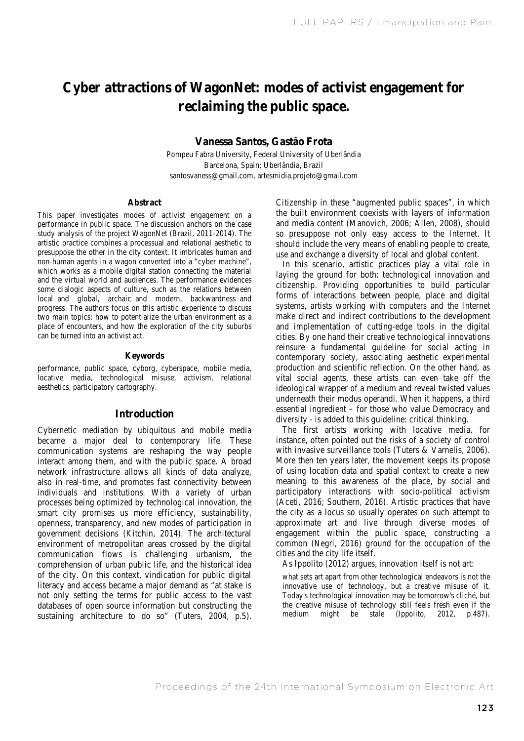# Cyber attractions of WagonNet: modes of activist engagement for reclaiming the public space.

**Vanessa Santos, Gastão Frota**

Pompeu Fabra University, Federal University of Uberlândia
Barcelona, Spain; Uberlândia, Brazil
santosvaness@gmail.com, artesmidia.projeto@gmail.com

### Abstract

This paper investigates modes of activist engagement on a performance in public space. The discussion anchors on the case study analysis of the project WagonNet (Brazil, 2011-2014). The artistic practice combines a processual and relational aesthetic to presuppose the other in the city context. It imbricates human and non-human agents in a wagon converted into a "cyber machine", which works as a mobile digital station connecting the material and the virtual world and audiences. The performance evidences some dialogic aspects of culture, such as the relations between local and global, archaic and modern, backwardness and progress. The authors focus on this artistic experience to discuss two main topics: how to potentialize the urban environment as a place of encounters, and how the exploration of the city suburbs can be turned into an activist act.

### Keywords

performance, public space, cyborg, cyberspace, mobile media, locative media, technological misuse, activism, relational aesthetics, participatory cartography.

## Introduction

Cybernetic mediation by ubiquitous and mobile media became a major deal to contemporary life. These communication systems are reshaping the way people interact among them, and with the public space. A broad network infrastructure allows all kinds of data analyze, also in real-time, and promotes fast connectivity between individuals and institutions. With a variety of urban processes being optimized by technological innovation, the smart city promises us more efficiency, sustainability, openness, transparency, and new modes of participation in government decisions (Kitchin, 2014). The architectural environment of metropolitan areas crossed by the digital communication flows is challenging urbanism, the comprehension of urban public life, and the historical idea of the city. On this context, vindication for public digital literacy and access became a major demand as "at stake is not only setting the terms for public access to the vast databases of open source information but constructing the sustaining architecture to do so" (Tuters, 2004, p.5). Citizenship in these "augmented public spaces", in which the built environment coexists with layers of information and media content (Manovich, 2006; Allen, 2008), should so presuppose not only easy access to the Internet. It should include the very means of enabling people to create, use and exchange a diversity of local and global content.

In this scenario, artistic practices play a vital role in laying the ground for both: technological innovation and citizenship. Providing opportunities to build particular forms of interactions between people, place and digital systems, artists working with computers and the Internet make direct and indirect contributions to the development and implementation of cutting-edge tools in the digital cities. By one hand their creative technological innovations reinsure a fundamental guideline for social acting in contemporary society, associating aesthetic experimental production and scientific reflection. On the other hand, as vital social agents, these artists can even take off the ideological wrapper of a medium and reveal twisted values underneath their modus operandi. When it happens, a third essential ingredient – for those who value Democracy and diversity - is added to this guideline: critical thinking.

The first artists working with locative media, for instance, often pointed out the risks of a society of control with invasive surveillance tools (Tuters & Varnelis, 2006). More then ten years later, the movement keeps its propose of using location data and spatial context to create a new meaning to this awareness of the place, by social and participatory interactions with socio-political activism (Aceti, 2016; Southern, 2016). Artistic practices that have the city as a locus so usually operates on such attempt to approximate art and live through diverse modes of engagement within the public space, constructing a common (Negri, 2016) ground for the occupation of the cities and the city life itself.

As Ippolito (2012) argues, innovation itself is not art:

> what sets art apart from other technological endeavors is not the innovative use of technology, but a creative misuse of it. Today's technological innovation may be tomorrow's cliché, but the creative misuse of technology still feels fresh even if the medium might be stale (Ippolito, 2012, p.487).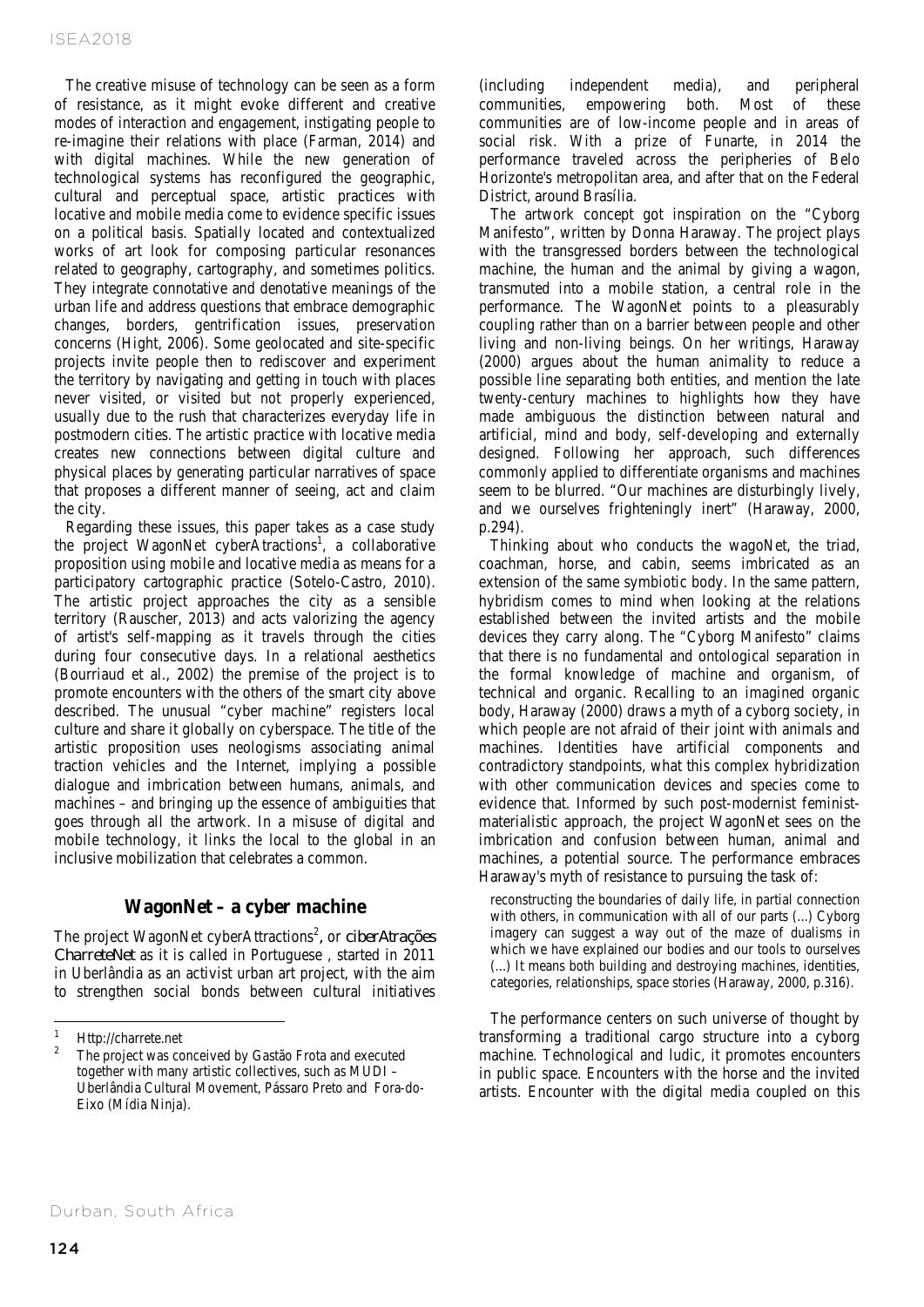The creative misuse of technology can be seen as a form of resistance, as it might evoke different and creative modes of interaction and engagement, instigating people to re-imagine their relations with place (Farman, 2014) and with digital machines. While the new generation of technological systems has reconfigured the geographic, cultural and perceptual space, artistic practices with locative and mobile media come to evidence specific issues on a political basis. Spatially located and contextualized works of art look for composing particular resonances related to geography, cartography, and sometimes politics. They integrate connotative and denotative meanings of the urban life and address questions that embrace demographic changes, borders, gentrification issues, preservation concerns (Hight, 2006). Some geolocated and site-specific projects invite people then to rediscover and experiment the territory by navigating and getting in touch with places never visited, or visited but not properly experienced, usually due to the rush that characterizes everyday life in postmodern cities. The artistic practice with locative media creates new connections between digital culture and physical places by generating particular narratives of space that proposes a different manner of seeing, act and claim the city.

Regarding these issues, this paper takes as a case study the project WagonNet cyberAttractions[1], a collaborative proposition using mobile and locative media as means for a participatory cartographic practice (Sotelo-Castro, 2010). The artistic project approaches the city as a sensible territory (Rauscher, 2013) and acts valorizing the agency of artist's self-mapping as it travels through the cities during four consecutive days. In a relational aesthetics (Bourriaud et al., 2002) the premise of the project is to promote encounters with the others of the smart city above described. The unusual "cyber machine" registers local culture and share it globally on cyberspace. The title of the artistic proposition uses neologisms associating animal traction vehicles and the Internet, implying a possible dialogue and imbrication between humans, animals, and machines – and bringing up the essence of ambiguities that goes through all the artwork. In a misuse of digital and mobile technology, it links the local to the global in an inclusive mobilization that celebrates a common.

## WagonNet – a cyber machine

The project WagonNet cyberAttractions[2], or *ciberAtrações CharreteNet* as it is called in Portuguese , started in 2011 in Uberlândia as an activist urban art project, with the aim to strengthen social bonds between cultural initiatives (including independent media), and peripheral communities, empowering both. Most of these communities are of low-income people and in areas of social risk. With a prize of Funarte, in 2014 the performance traveled across the peripheries of Belo Horizonte's metropolitan area, and after that on the Federal District, around Brasília.

The artwork concept got inspiration on the "Cyborg Manifesto", written by Donna Haraway. The project plays with the transgressed borders between the technological machine, the human and the animal by giving a wagon, transmuted into a mobile station, a central role in the performance. The WagonNet points to a pleasurably coupling rather than on a barrier between people and other living and non-living beings. On her writings, Haraway (2000) argues about the human animality to reduce a possible line separating both entities, and mention the late twenty-century machines to highlights how they have made ambiguous the distinction between natural and artificial, mind and body, self-developing and externally designed. Following her approach, such differences commonly applied to differentiate organisms and machines seem to be blurred. "Our machines are disturbingly lively, and we ourselves frighteningly inert" (Haraway, 2000, p.294).

Thinking about who conducts the wagoNet, the triad, coachman, horse, and cabin, seems imbricated as an extension of the same symbiotic body. In the same pattern, hybridism comes to mind when looking at the relations established between the invited artists and the mobile devices they carry along. The "Cyborg Manifesto" claims that there is no fundamental and ontological separation in the formal knowledge of machine and organism, of technical and organic. Recalling to an imagined organic body, Haraway (2000) draws a myth of a cyborg society, in which people are not afraid of their joint with animals and machines. Identities have artificial components and contradictory standpoints, what this complex hybridization with other communication devices and species come to evidence that. Informed by such post-modernist feminist-materialistic approach, the project WagonNet sees on the imbrication and confusion between human, animal and machines, a potential source. The performance embraces Haraway's myth of resistance to pursuing the task of:

> reconstructing the boundaries of daily life, in partial connection with others, in communication with all of our parts (...) Cyborg imagery can suggest a way out of the maze of dualisms in which we have explained our bodies and our tools to ourselves (...) It means both building and destroying machines, identities, categories, relationships, space stories (Haraway, 2000, p.316).

The performance centers on such universe of thought by transforming a traditional cargo structure into a cyborg machine. Technological and ludic, it promotes encounters in public space. Encounters with the horse and the invited artists. Encounter with the digital media coupled on this

---

[1] Http://charrete.net

[2] The project was conceived by Gastão Frota and executed together with many artistic collectives, such as MUDI – Uberlândia Cultural Movement, Pássaro Preto and Fora-do-Eixo (Mídia Ninja).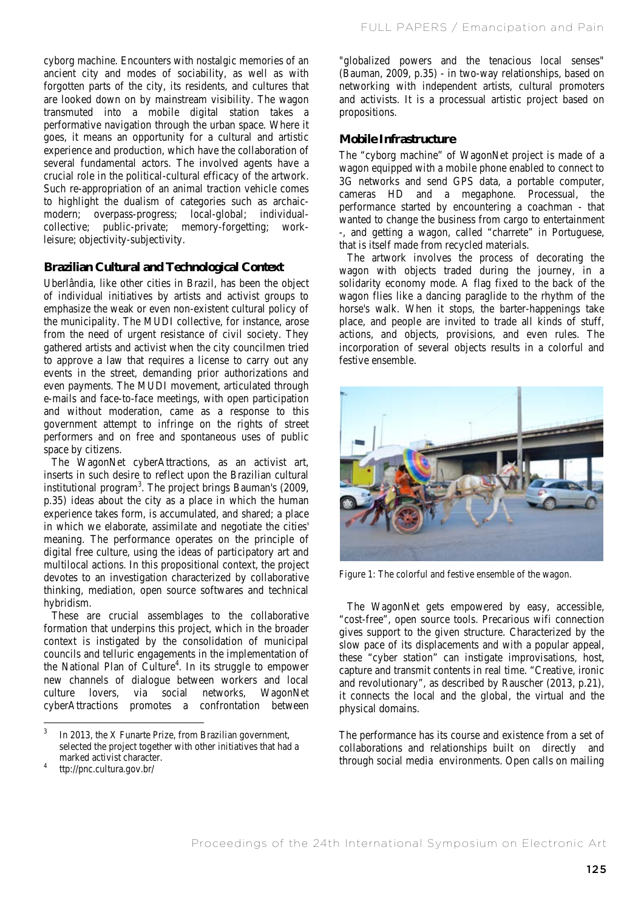cyborg machine. Encounters with nostalgic memories of an ancient city and modes of sociability, as well as with forgotten parts of the city, its residents, and cultures that are looked down on by mainstream visibility. The wagon transmuted into a mobile digital station takes a performative navigation through the urban space. Where it goes, it means an opportunity for a cultural and artistic experience and production, which have the collaboration of several fundamental actors. The involved agents have a crucial role in the political-cultural efficacy of the artwork. Such re-appropriation of an animal traction vehicle comes to highlight the dualism of categories such as archaic-modern; overpass-progress; local-global; individual-collective; public-private; memory-forgetting; work-leisure; objectivity-subjectivity.

## Brazilian Cultural and Technological Context

Uberlândia, like other cities in Brazil, has been the object of individual initiatives by artists and activist groups to emphasize the weak or even non-existent cultural policy of the municipality. The MUDI collective, for instance, arose from the need of urgent resistance of civil society. They gathered artists and activist when the city councilmen tried to approve a law that requires a license to carry out any events in the street, demanding prior authorizations and even payments. The MUDI movement, articulated through e-mails and face-to-face meetings, with open participation and without moderation, came as a response to this government attempt to infringe on the rights of street performers and on free and spontaneous uses of public space by citizens.

The WagonNet cyberAttractions, as an activist art, inserts in such desire to reflect upon the Brazilian cultural institutional program[3]. The project brings Bauman's (2009, p.35) ideas about the city as a place in which the human experience takes form, is accumulated, and shared; a place in which we elaborate, assimilate and negotiate the cities' meaning. The performance operates on the principle of digital free culture, using the ideas of participatory art and multilocal actions. In this propositional context, the project devotes to an investigation characterized by collaborative thinking, mediation, open source softwares and technical hybridism.

These are crucial assemblages to the collaborative formation that underpins this project, which in the broader context is instigated by the consolidation of municipal councils and telluric engagements in the implementation of the National Plan of Culture[4]. In its struggle to empower new channels of dialogue between workers and local culture lovers, via social networks, WagonNet cyberAttractions promotes a confrontation between "globalized powers and the tenacious local senses" (Bauman, 2009, p.35) - in two-way relationships, based on networking with independent artists, cultural promoters and activists. It is a processual artistic project based on propositions.

## Mobile Infrastructure

The "cyborg machine" of WagonNet project is made of a wagon equipped with a mobile phone enabled to connect to 3G networks and send GPS data, a portable computer, cameras HD and a megaphone. Processual, the performance started by encountering a coachman - that wanted to change the business from cargo to entertainment -, and getting a wagon, called "charrete" in Portuguese, that is itself made from recycled materials.

The artwork involves the process of decorating the wagon with objects traded during the journey, in a solidarity economy mode. A flag fixed to the back of the wagon flies like a dancing paraglide to the rhythm of the horse's walk. When it stops, the barter-happenings take place, and people are invited to trade all kinds of stuff, actions, and objects, provisions, and even rules. The incorporation of several objects results in a colorful and festive ensemble.

Figure 1: The colorful and festive ensemble of the wagon.

The WagonNet gets empowered by easy, accessible, "cost-free", open source tools. Precarious wifi connection gives support to the given structure. Characterized by the slow pace of its displacements and with a popular appeal, these "cyber station" can instigate improvisations, host, capture and transmit contents in real time. "Creative, ironic and revolutionary", as described by Rauscher (2013, p.21), it connects the local and the global, the virtual and the physical domains.

The performance has its course and existence from a set of collaborations and relationships built on directly and through social media environments. Open calls on mailing

---

[3] In 2013, the X Funarte Prize, from Brazilian government, selected the project together with other initiatives that had a marked activist character.

[4] ttp://pnc.cultura.gov.br/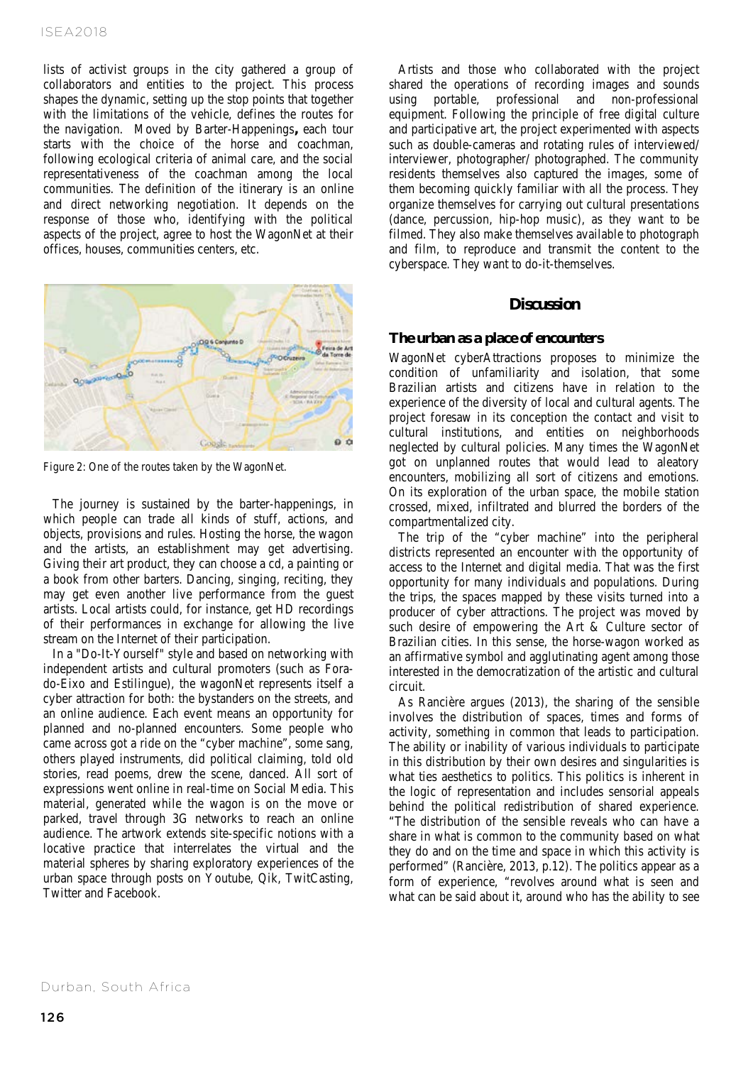lists of activist groups in the city gathered a group of collaborators and entities to the project. This process shapes the dynamic, setting up the stop points that together with the limitations of the vehicle, defines the routes for the navigation. Moved by Barter-Happenings**,** each tour starts with the choice of the horse and coachman, following ecological criteria of animal care, and the social representativeness of the coachman among the local communities. The definition of the itinerary is an online and direct networking negotiation. It depends on the response of those who, identifying with the political aspects of the project, agree to host the WagonNet at their offices, houses, communities centers, etc.

Figure 2: One of the routes taken by the WagonNet.

The journey is sustained by the barter-happenings, in which people can trade all kinds of stuff, actions, and objects, provisions and rules. Hosting the horse, the wagon and the artists, an establishment may get advertising. Giving their art product, they can choose a cd, a painting or a book from other barters. Dancing, singing, reciting, they may get even another live performance from the guest artists. Local artists could, for instance, get HD recordings of their performances in exchange for allowing the live stream on the Internet of their participation.

In a "Do-It-Yourself" style and based on networking with independent artists and cultural promoters (such as Fora-do-Eixo and Estilingue), the wagonNet represents itself a cyber attraction for both: the bystanders on the streets, and an online audience. Each event means an opportunity for planned and no-planned encounters. Some people who came across got a ride on the "cyber machine", some sang, others played instruments, did political claiming, told old stories, read poems, drew the scene, danced. All sort of expressions went online in real-time on Social Media. This material, generated while the wagon is on the move or parked, travel through 3G networks to reach an online audience. The artwork extends site-specific notions with a locative practice that interrelates the virtual and the material spheres by sharing exploratory experiences of the urban space through posts on Youtube, Qik, TwitCasting, Twitter and Facebook.

Artists and those who collaborated with the project shared the operations of recording images and sounds using portable, professional and non-professional equipment. Following the principle of free digital culture and participative art, the project experimented with aspects such as double-cameras and rotating rules of interviewed/ interviewer, photographer/ photographed. The community residents themselves also captured the images, some of them becoming quickly familiar with all the process. They organize themselves for carrying out cultural presentations (dance, percussion, hip-hop music), as they want to be filmed. They also make themselves available to photograph and film, to reproduce and transmit the content to the cyberspace. They want to do-it-themselves.

## Discussion

### The urban as a place of encounters

WagonNet cyberAttractions proposes to minimize the condition of unfamiliarity and isolation, that some Brazilian artists and citizens have in relation to the experience of the diversity of local and cultural agents. The project foresaw in its conception the contact and visit to cultural institutions, and entities on neighborhoods neglected by cultural policies. Many times the WagonNet got on unplanned routes that would lead to aleatory encounters, mobilizing all sort of citizens and emotions. On its exploration of the urban space, the mobile station crossed, mixed, infiltrated and blurred the borders of the compartmentalized city.

The trip of the "cyber machine" into the peripheral districts represented an encounter with the opportunity of access to the Internet and digital media. That was the first opportunity for many individuals and populations. During the trips, the spaces mapped by these visits turned into a producer of cyber attractions. The project was moved by such desire of empowering the Art & Culture sector of Brazilian cities. In this sense, the horse-wagon worked as an affirmative symbol and agglutinating agent among those interested in the democratization of the artistic and cultural circuit.

As Rancière argues (2013), the sharing of the sensible involves the distribution of spaces, times and forms of activity, something in common that leads to participation. The ability or inability of various individuals to participate in this distribution by their own desires and singularities is what ties aesthetics to politics. This politics is inherent in the logic of representation and includes sensorial appeals behind the political redistribution of shared experience. "The distribution of the sensible reveals who can have a share in what is common to the community based on what they do and on the time and space in which this activity is performed" (Rancière, 2013, p.12). The politics appear as a form of experience, "revolves around what is seen and what can be said about it, around who has the ability to see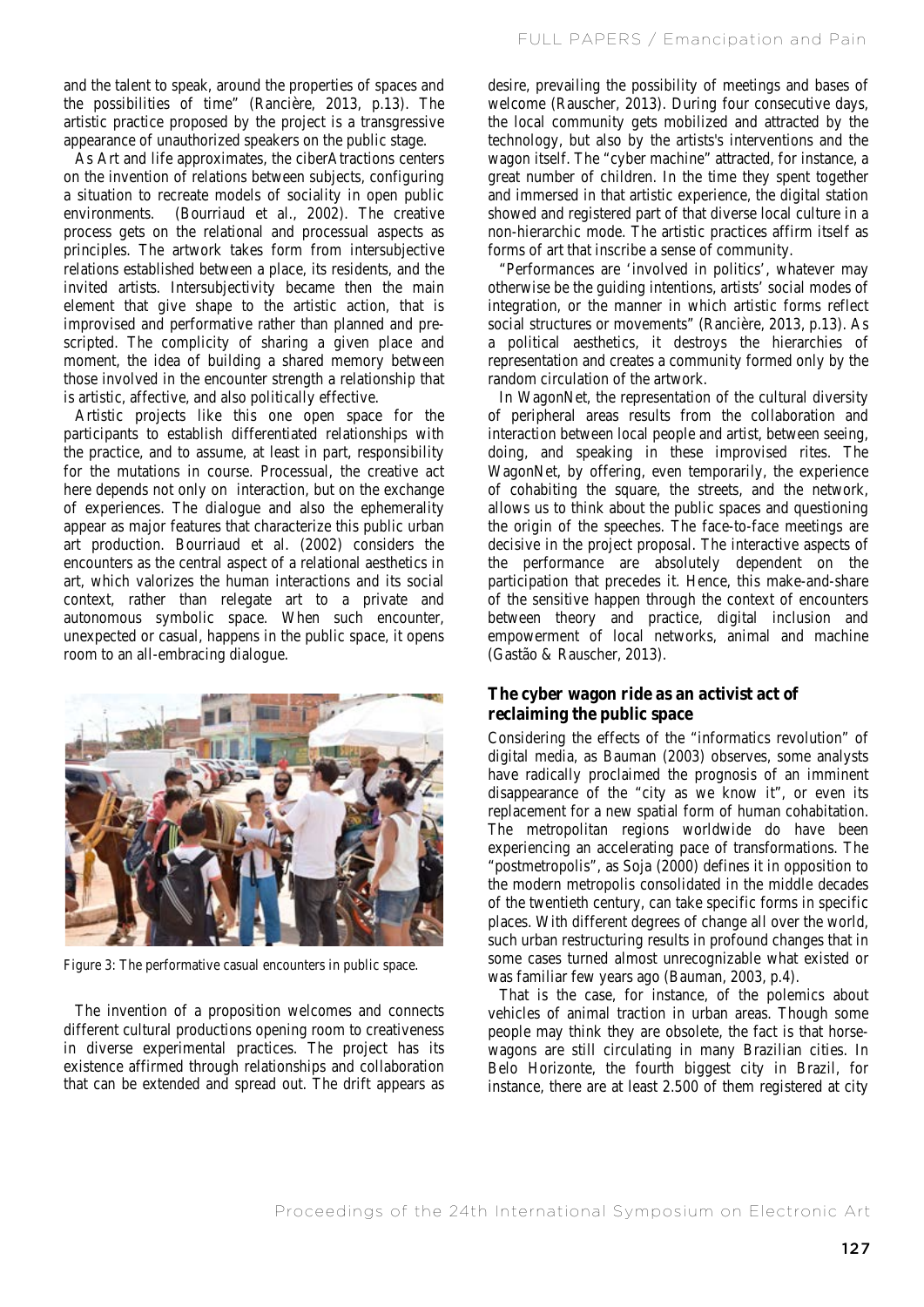and the talent to speak, around the properties of spaces and the possibilities of time" (Rancière, 2013, p.13). The artistic practice proposed by the project is a transgressive appearance of unauthorized speakers on the public stage.

As Art and life approximates, the ciberAtractions centers on the invention of relations between subjects, configuring a situation to recreate models of sociality in open public environments. (Bourriaud et al., 2002). The creative process gets on the relational and processual aspects as principles. The artwork takes form from intersubjective relations established between a place, its residents, and the invited artists. Intersubjectivity became then the main element that give shape to the artistic action, that is improvised and performative rather than planned and pre-scripted. The complicity of sharing a given place and moment, the idea of building a shared memory between those involved in the encounter strength a relationship that is artistic, affective, and also politically effective.

Artistic projects like this one open space for the participants to establish differentiated relationships with the practice, and to assume, at least in part, responsibility for the mutations in course. Processual, the creative act here depends not only on interaction, but on the exchange of experiences. The dialogue and also the ephemerality appear as major features that characterize this public urban art production. Bourriaud et al. (2002) considers the encounters as the central aspect of a relational aesthetics in art, which valorizes the human interactions and its social context, rather than relegate art to a private and autonomous symbolic space. When such encounter, unexpected or casual, happens in the public space, it opens room to an all-embracing dialogue.

Figure 3: The performative casual encounters in public space.

The invention of a proposition welcomes and connects different cultural productions opening room to creativeness in diverse experimental practices. The project has its existence affirmed through relationships and collaboration that can be extended and spread out. The drift appears as desire, prevailing the possibility of meetings and bases of welcome (Rauscher, 2013). During four consecutive days, the local community gets mobilized and attracted by the technology, but also by the artists's interventions and the wagon itself. The "cyber machine" attracted, for instance, a great number of children. In the time they spent together and immersed in that artistic experience, the digital station showed and registered part of that diverse local culture in a non-hierarchic mode. The artistic practices affirm itself as forms of art that inscribe a sense of community.

"Performances are 'involved in politics', whatever may otherwise be the guiding intentions, artists' social modes of integration, or the manner in which artistic forms reflect social structures or movements" (Rancière, 2013, p.13). As a political aesthetics, it destroys the hierarchies of representation and creates a community formed only by the random circulation of the artwork.

In WagonNet, the representation of the cultural diversity of peripheral areas results from the collaboration and interaction between local people and artist, between seeing, doing, and speaking in these improvised rites. The WagonNet, by offering, even temporarily, the experience of cohabiting the square, the streets, and the network, allows us to think about the public spaces and questioning the origin of the speeches. The face-to-face meetings are decisive in the project proposal. The interactive aspects of the performance are absolutely dependent on the participation that precedes it. Hence, this make-and-share of the sensitive happen through the context of encounters between theory and practice, digital inclusion and empowerment of local networks, animal and machine (Gastão & Rauscher, 2013).

## The cyber wagon ride as an activist act of reclaiming the public space

Considering the effects of the "informatics revolution" of digital media, as Bauman (2003) observes, some analysts have radically proclaimed the prognosis of an imminent disappearance of the "city as we know it", or even its replacement for a new spatial form of human cohabitation. The metropolitan regions worldwide do have been experiencing an accelerating pace of transformations. The "postmetropolis", as Soja (2000) defines it in opposition to the modern metropolis consolidated in the middle decades of the twentieth century, can take specific forms in specific places. With different degrees of change all over the world, such urban restructuring results in profound changes that in some cases turned almost unrecognizable what existed or was familiar few years ago (Bauman, 2003, p.4).

That is the case, for instance, of the polemics about vehicles of animal traction in urban areas. Though some people may think they are obsolete, the fact is that horse-wagons are still circulating in many Brazilian cities. In Belo Horizonte, the fourth biggest city in Brazil, for instance, there are at least 2.500 of them registered at city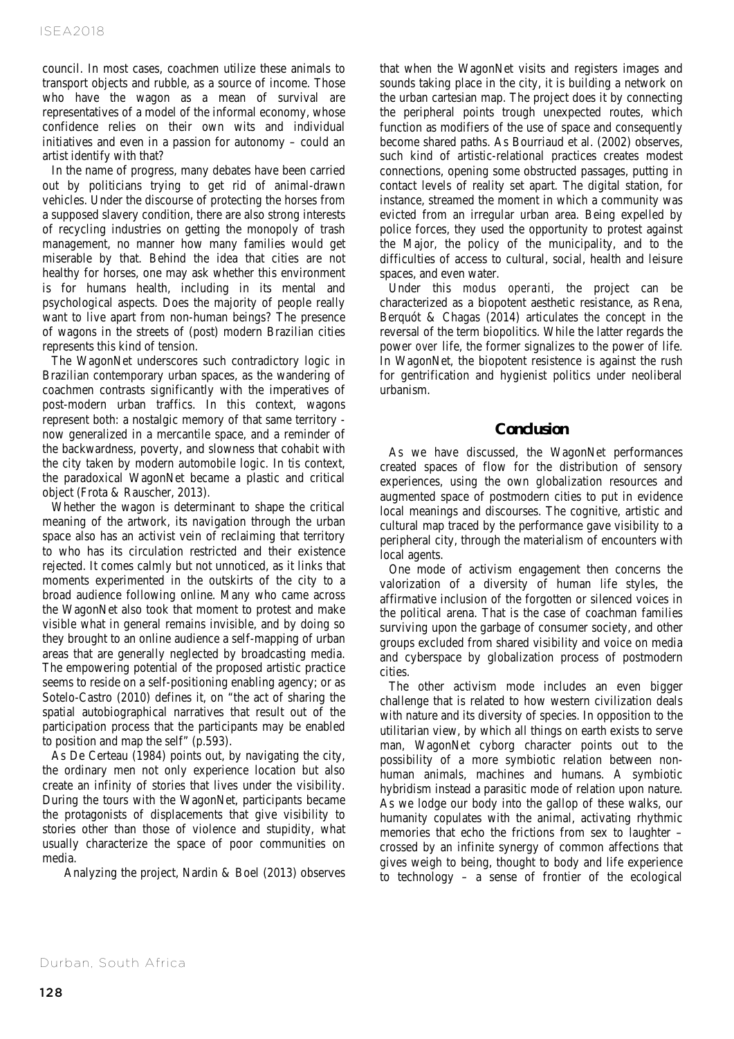council. In most cases, coachmen utilize these animals to transport objects and rubble, as a source of income. Those who have the wagon as a mean of survival are representatives of a model of the informal economy, whose confidence relies on their own wits and individual initiatives and even in a passion for autonomy – could an artist identify with that?

In the name of progress, many debates have been carried out by politicians trying to get rid of animal-drawn vehicles. Under the discourse of protecting the horses from a supposed slavery condition, there are also strong interests of recycling industries on getting the monopoly of trash management, no manner how many families would get miserable by that. Behind the idea that cities are not healthy for horses, one may ask whether this environment is for humans health, including in its mental and psychological aspects. Does the majority of people really want to live apart from non-human beings? The presence of wagons in the streets of (post) modern Brazilian cities represents this kind of tension.

The WagonNet underscores such contradictory logic in Brazilian contemporary urban spaces, as the wandering of coachmen contrasts significantly with the imperatives of post-modern urban traffics. In this context, wagons represent both: a nostalgic memory of that same territory - now generalized in a mercantile space, and a reminder of the backwardness, poverty, and slowness that cohabit with the city taken by modern automobile logic. In tis context, the paradoxical WagonNet became a plastic and critical object (Frota & Rauscher, 2013).

Whether the wagon is determinant to shape the critical meaning of the artwork, its navigation through the urban space also has an activist vein of reclaiming that territory to who has its circulation restricted and their existence rejected. It comes calmly but not unnoticed, as it links that moments experimented in the outskirts of the city to a broad audience following online. Many who came across the WagonNet also took that moment to protest and make visible what in general remains invisible, and by doing so they brought to an online audience a self-mapping of urban areas that are generally neglected by broadcasting media. The empowering potential of the proposed artistic practice seems to reside on a self-positioning enabling agency; or as Sotelo-Castro (2010) defines it, on "the act of sharing the spatial autobiographical narratives that result out of the participation process that the participants may be enabled to position and map the self" (p.593).

As De Certeau (1984) points out, by navigating the city, the ordinary men not only experience location but also create an infinity of stories that lives under the visibility. During the tours with the WagonNet, participants became the protagonists of displacements that give visibility to stories other than those of violence and stupidity, what usually characterize the space of poor communities on media.

Analyzing the project, Nardin & Boel (2013) observes that when the WagonNet visits and registers images and sounds taking place in the city, it is building a network on the urban cartesian map. The project does it by connecting the peripheral points trough unexpected routes, which function as modifiers of the use of space and consequently become shared paths. As Bourriaud et al. (2002) observes, such kind of artistic-relational practices creates modest connections, opening some obstructed passages, putting in contact levels of reality set apart. The digital station, for instance, streamed the moment in which a community was evicted from an irregular urban area. Being expelled by police forces, they used the opportunity to protest against the Major, the policy of the municipality, and to the difficulties of access to cultural, social, health and leisure spaces, and even water.

Under this *modus operanti*, the project can be characterized as a biopotent aesthetic resistance, as Rena, Berquót & Chagas (2014) articulates the concept in the reversal of the term biopolitics. While the latter regards the power *over* life, the former signalizes to the power *of* life. In WagonNet, the biopotent resistence is against the rush for gentrification and hygienist politics under neoliberal urbanism.

## Conclusion

As we have discussed, the WagonNet performances created spaces of flow for the distribution of sensory experiences, using the own globalization resources and augmented space of postmodern cities to put in evidence local meanings and discourses. The cognitive, artistic and cultural map traced by the performance gave visibility to a peripheral city, through the materialism of encounters with local agents.

One mode of activism engagement then concerns the valorization of a diversity of human life styles, the affirmative inclusion of the forgotten or silenced voices in the political arena. That is the case of coachman families surviving upon the garbage of consumer society, and other groups excluded from shared visibility and voice on media and cyberspace by globalization process of postmodern cities.

The other activism mode includes an even bigger challenge that is related to how western civilization deals with nature and its diversity of species. In opposition to the utilitarian view, by which all things on earth exists to serve man, WagonNet cyborg character points out to the possibility of a more symbiotic relation between non-human animals, machines and humans. A symbiotic hybridism instead a parasitic mode of relation upon nature. As we lodge our body into the gallop of these walks, our humanity copulates with the animal, activating rhythmic memories that echo the frictions from sex to laughter – crossed by an infinite synergy of common affections that gives weigh to being, thought to body and life experience to technology – a sense of frontier of the ecological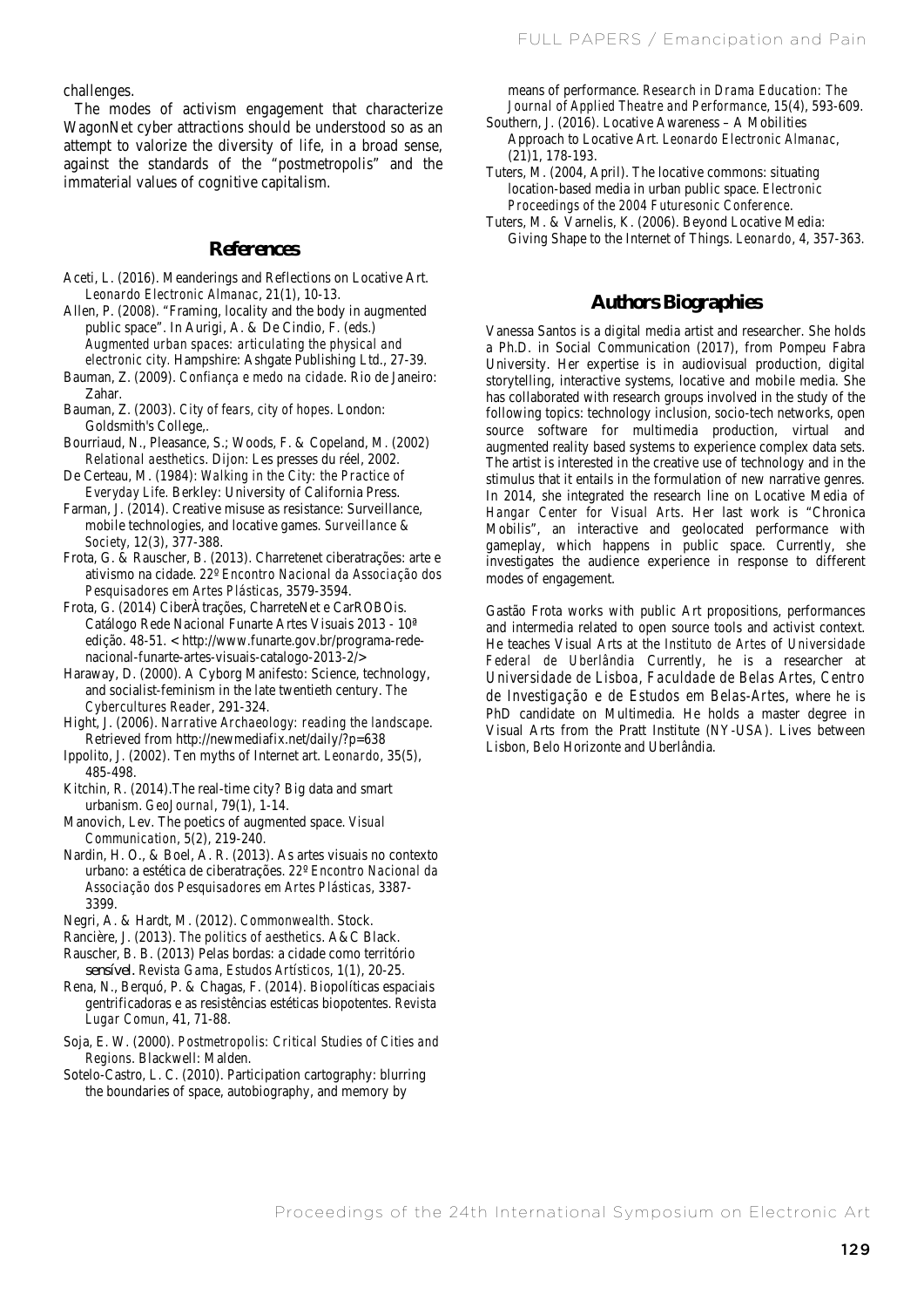challenges.

The modes of activism engagement that characterize WagonNet cyber attractions should be understood so as an attempt to valorize the diversity of life, in a broad sense, against the standards of the "postmetropolis" and the immaterial values of cognitive capitalism.

## References

Aceti, L. (2016). Meanderings and Reflections on Locative Art. *Leonardo Electronic Almanac*, 21(1), 10-13.

Allen, P. (2008). "Framing, locality and the body in augmented public space". In Aurigi, A. & De Cindio, F. (eds.) *Augmented urban spaces: articulating the physical and electronic city.* Hampshire: Ashgate Publishing Ltd., 27-39.

Bauman, Z. (2009). *Confiança e medo na cidade*. Rio de Janeiro: Zahar.

Bauman, Z. (2003). *City of fears, city of hopes*. London: Goldsmith's College,.

Bourriaud, N., Pleasance, S.; Woods, F. & Copeland, M. (2002) *Relational aesthetics*. Dijon: Les presses du réel, 2002.

De Certeau, M. (1984): *Walking in the City: the Practice of Everyday Life.* Berkley: University of California Press.

Farman, J. (2014). Creative misuse as resistance: Surveillance, mobile technologies, and locative games. *Surveillance & Society*, 12(3), 377-388.

Frota, G. & Rauscher, B. (2013). Charretenet ciberatrações: arte e ativismo na cidade. *22º Encontro Nacional da Associação dos Pesquisadores em Artes Plásticas*, 3579-3594.

Frota, G. (2014) CiberÀtrações, CharreteNet e CarROBOis. Catálogo Rede Nacional Funarte Artes Visuais 2013 - 10ª edição. 48-51. < http://www.funarte.gov.br/programa-rede-nacional-funarte-artes-visuais-catalogo-2013-2/>

Haraway, D. (2000). A Cyborg Manifesto: Science, technology, and socialist-feminism in the late twentieth century. *The Cybercultures Reader*, 291-324.

Hight, J. (2006). *Narrative Archaeology: reading the landscape*. Retrieved from http://newmediafix.net/daily/?p=638

Ippolito, J. (2002). Ten myths of Internet art. *Leonardo*, 35(5), 485-498.

Kitchin, R. (2014).The real-time city? Big data and smart urbanism. *GeoJournal*, 79(1), 1-14.

Manovich, Lev. The poetics of augmented space. *Visual Communication*, 5(2), 219-240.

Nardin, H. O., & Boel, A. R. (2013). As artes visuais no contexto urbano: a estética de ciberatrações. *22º Encontro Nacional da Associação dos Pesquisadores em Artes Plásticas*, 3387-3399.

Negri, A. & Hardt, M. (2012). *Commonwealth*. Stock.

Rancière, J. (2013). *The politics of aesthetics*. A&C Black.

Rauscher, B. B. (2013) Pelas bordas: a cidade como território sensível. *Revista Gama, Estudos Artísticos*, 1(1), 20-25.

Rena, N., Berquó, P. & Chagas, F. (2014). Biopolíticas espaciais gentrificadoras e as resistências estéticas biopotentes. *Revista Lugar Comun*, 41, 71-88.

Soja, E. W. (2000). *Postmetropolis: Critical Studies of Cities and Regions*. Blackwell: Malden.

Sotelo-Castro, L. C. (2010). Participation cartography: blurring the boundaries of space, autobiography, and memory by means of performance. *Research in Drama Education: The Journal of Applied Theatre and Performance*, 15(4), 593-609.

Southern, J. (2016). Locative Awareness – A Mobilities Approach to Locative Art. *Leonardo Electronic Almanac*, (21)1, 178-193.

Tuters, M. (2004, April). The locative commons: situating location-based media in urban public space. *Electronic Proceedings of the 2004 Futuresonic Conference*.

Tuters, M. & Varnelis, K. (2006). Beyond Locative Media: Giving Shape to the Internet of Things. *Leonardo*, 4, 357-363.

## Authors Biographies

Vanessa Santos is a digital media artist and researcher. She holds a Ph.D. in Social Communication (2017), from Pompeu Fabra University. Her expertise is in audiovisual production, digital storytelling, interactive systems, locative and mobile media. She has collaborated with research groups involved in the study of the following topics: technology inclusion, socio-tech networks, open source software for multimedia production, virtual and augmented reality based systems to experience complex data sets. The artist is interested in the creative use of technology and in the stimulus that it entails in the formulation of new narrative genres. In 2014, she integrated the research line on Locative Media of *Hangar Center for Visual Arts*. Her last work is "Chronica Mobilis", an interactive and geolocated performance with gameplay, which happens in public space. Currently, she investigates the audience experience in response to different modes of engagement.

Gastão Frota works with public Art propositions, performances and intermedia related to open source tools and activist context. He teaches Visual Arts at the *Instituto de Artes* of *Universidade Federal de Uberlândia* Currently, he is a researcher at Universidade de Lisboa, Faculdade de Belas Artes, Centro de Investigação e de Estudos em Belas-Artes, where he is PhD candidate on Multimedia. He holds a master degree in Visual Arts from the Pratt Institute (NY-USA). Lives between Lisbon, Belo Horizonte and Uberlândia.